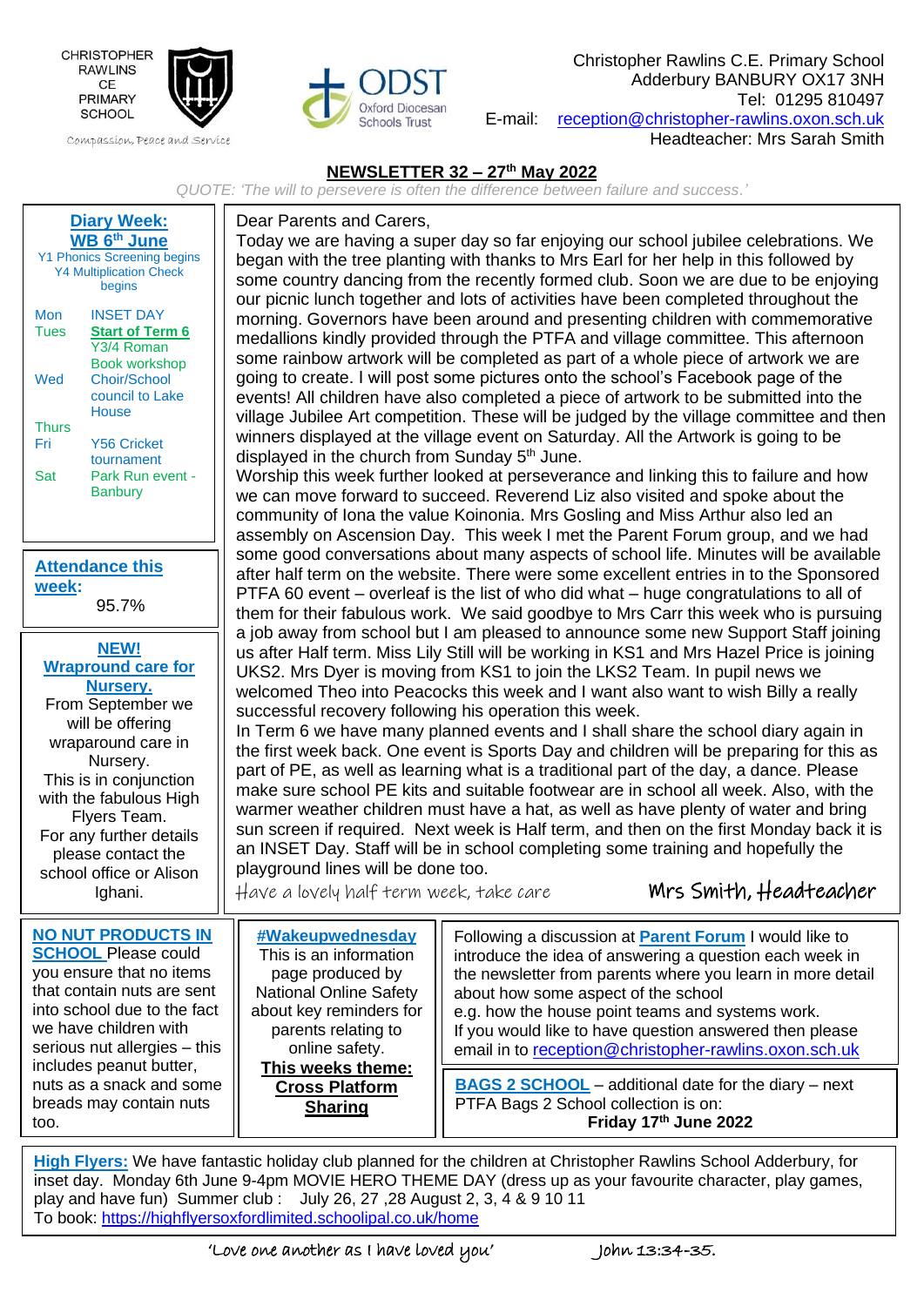CHRISTOPHER RAWLINS CE PRIMARY SCHOOL

Compassion, Peace and Service

ODST Oxford Diocesan Schools Trust

Christopher Rawlins C.E. Primary School
Adderbury BANBURY OX17 3NH
Tel: 01295 810497
E-mail: reception@christopher-rawlins.oxon.sch.uk
Headteacher: Mrs Sarah Smith

# NEWSLETTER 32 – 27th May 2022

*QUOTE: 'The will to persevere is often the difference between failure and success.'*

## Diary Week: WB 6th June

Y1 Phonics Screening begins
Y4 Multiplication Check begins

| | |
|---|---|
| Mon | INSET DAY |
| Tues | **Start of Term 6** Y3/4 Roman Book workshop |
| Wed | Choir/School council to Lake House |
| Thurs | |
| Fri | Y56 Cricket tournament |
| Sat | Park Run event - Banbury |

## Attendance this week:

95.7%

## NEW! Wrapround care for Nursery.

From September we will be offering wraparound care in Nursery.
This is in conjunction with the fabulous High Flyers Team.
For any further details please contact the school office or Alison Ighani.

Dear Parents and Carers,

Today we are having a super day so far enjoying our school jubilee celebrations. We began with the tree planting with thanks to Mrs Earl for her help in this followed by some country dancing from the recently formed club. Soon we are due to be enjoying our picnic lunch together and lots of activities have been completed throughout the morning. Governors have been around and presenting children with commemorative medallions kindly provided through the PTFA and village committee. This afternoon some rainbow artwork will be completed as part of a whole piece of artwork we are going to create. I will post some pictures onto the school's Facebook page of the events! All children have also completed a piece of artwork to be submitted into the village Jubilee Art competition. These will be judged by the village committee and then winners displayed at the village event on Saturday. All the Artwork is going to be displayed in the church from Sunday 5th June.

Worship this week further looked at perseverance and linking this to failure and how we can move forward to succeed. Reverend Liz also visited and spoke about the community of Iona the value Koinonia. Mrs Gosling and Miss Arthur also led an assembly on Ascension Day. This week I met the Parent Forum group, and we had some good conversations about many aspects of school life. Minutes will be available after half term on the website. There were some excellent entries in to the Sponsored PTFA 60 event – overleaf is the list of who did what – huge congratulations to all of them for their fabulous work. We said goodbye to Mrs Carr this week who is pursuing a job away from school but I am pleased to announce some new Support Staff joining us after Half term. Miss Lily Still will be working in KS1 and Mrs Hazel Price is joining UKS2. Mrs Dyer is moving from KS1 to join the LKS2 Team. In pupil news we welcomed Theo into Peacocks this week and I want also want to wish Billy a really successful recovery following his operation this week.

In Term 6 we have many planned events and I shall share the school diary again in the first week back. One event is Sports Day and children will be preparing for this as part of PE, as well as learning what is a traditional part of the day, a dance. Please make sure school PE kits and suitable footwear are in school all week. Also, with the warmer weather children must have a hat, as well as have plenty of water and bring sun screen if required. Next week is Half term, and then on the first Monday back it is an INSET Day. Staff will be in school completing some training and hopefully the playground lines will be done too.

*Have a lovely half term week, take care*

*Mrs Smith, Headteacher*

**NO NUT PRODUCTS IN SCHOOL** Please could you ensure that no items that contain nuts are sent into school due to the fact we have children with serious nut allergies – this includes peanut butter, nuts as a snack and some breads may contain nuts too.

**#Wakeupwednesday**
This is an information page produced by National Online Safety about key reminders for parents relating to online safety.
**This weeks theme: Cross Platform Sharing**

Following a discussion at **Parent Forum** I would like to introduce the idea of answering a question each week in the newsletter from parents where you learn in more detail about how some aspect of the school e.g. how the house point teams and systems work.
If you would like to have question answered then please email in to reception@christopher-rawlins.oxon.sch.uk

**BAGS 2 SCHOOL** – additional date for the diary – next PTFA Bags 2 School collection is on:
**Friday 17th June 2022**

**High Flyers:** We have fantastic holiday club planned for the children at Christopher Rawlins School Adderbury, for inset day. Monday 6th June 9-4pm MOVIE HERO THEME DAY (dress up as your favourite character, play games, play and have fun) Summer club : July 26, 27 ,28 August 2, 3, 4 & 9 10 11
To book: https://highflyersoxfordlimited.schoolipal.co.uk/home

*'Love one another as I have loved you'* John 13:34-35.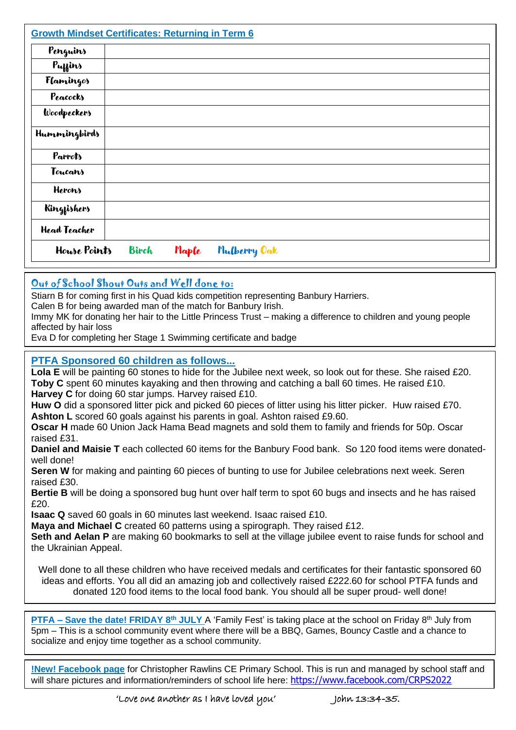## Growth Mindset Certificates: Returning in Term 6

| | |
|---|---|
| Penguins | |
| Puffins | |
| Flamingos | |
| Peacocks | |
| Woodpeckers | |
| Hummingbirds | |
| Parrots | |
| Toucans | |
| Herons | |
| Kingfishers | |
| Head Teacher | |
| House Points | Birch Maple Mulberry Oak |

## Out of School Shout Outs and Well done to:

Stiarn B for coming first in his Quad kids competition representing Banbury Harriers.
Calen B for being awarded man of the match for Banbury Irish.
Immy MK for donating her hair to the Little Princess Trust – making a difference to children and young people affected by hair loss
Eva D for completing her Stage 1 Swimming certificate and badge

## PTFA Sponsored 60 children as follows...

**Lola E** will be painting 60 stones to hide for the Jubilee next week, so look out for these. She raised £20.
**Toby C** spent 60 minutes kayaking and then throwing and catching a ball 60 times. He raised £10.
**Harvey C** for doing 60 star jumps. Harvey raised £10.
**Huw O** did a sponsored litter pick and picked 60 pieces of litter using his litter picker. Huw raised £70.
**Ashton L** scored 60 goals against his parents in goal. Ashton raised £9.60.
**Oscar H** made 60 Union Jack Hama Bead magnets and sold them to family and friends for 50p. Oscar raised £31.
**Daniel and Maisie T** each collected 60 items for the Banbury Food bank. So 120 food items were donated- well done!
**Seren W** for making and painting 60 pieces of bunting to use for Jubilee celebrations next week. Seren raised £30.
**Bertie B** will be doing a sponsored bug hunt over half term to spot 60 bugs and insects and he has raised £20.
**Isaac Q** saved 60 goals in 60 minutes last weekend. Isaac raised £10.
**Maya and Michael C** created 60 patterns using a spirograph. They raised £12.
**Seth and Aelan P** are making 60 bookmarks to sell at the village jubilee event to raise funds for school and the Ukrainian Appeal.

Well done to all these children who have received medals and certificates for their fantastic sponsored 60 ideas and efforts. You all did an amazing job and collectively raised £222.60 for school PTFA funds and donated 120 food items to the local food bank. You should all be super proud- well done!

**PTFA – Save the date! FRIDAY 8th JULY** A 'Family Fest' is taking place at the school on Friday 8th July from 5pm – This is a school community event where there will be a BBQ, Games, Bouncy Castle and a chance to socialize and enjoy time together as a school community.

**!New! Facebook page** for Christopher Rawlins CE Primary School. This is run and managed by school staff and will share pictures and information/reminders of school life here: https://www.facebook.com/CRPS2022

'Love one another as I have loved you' John 13:34-35.